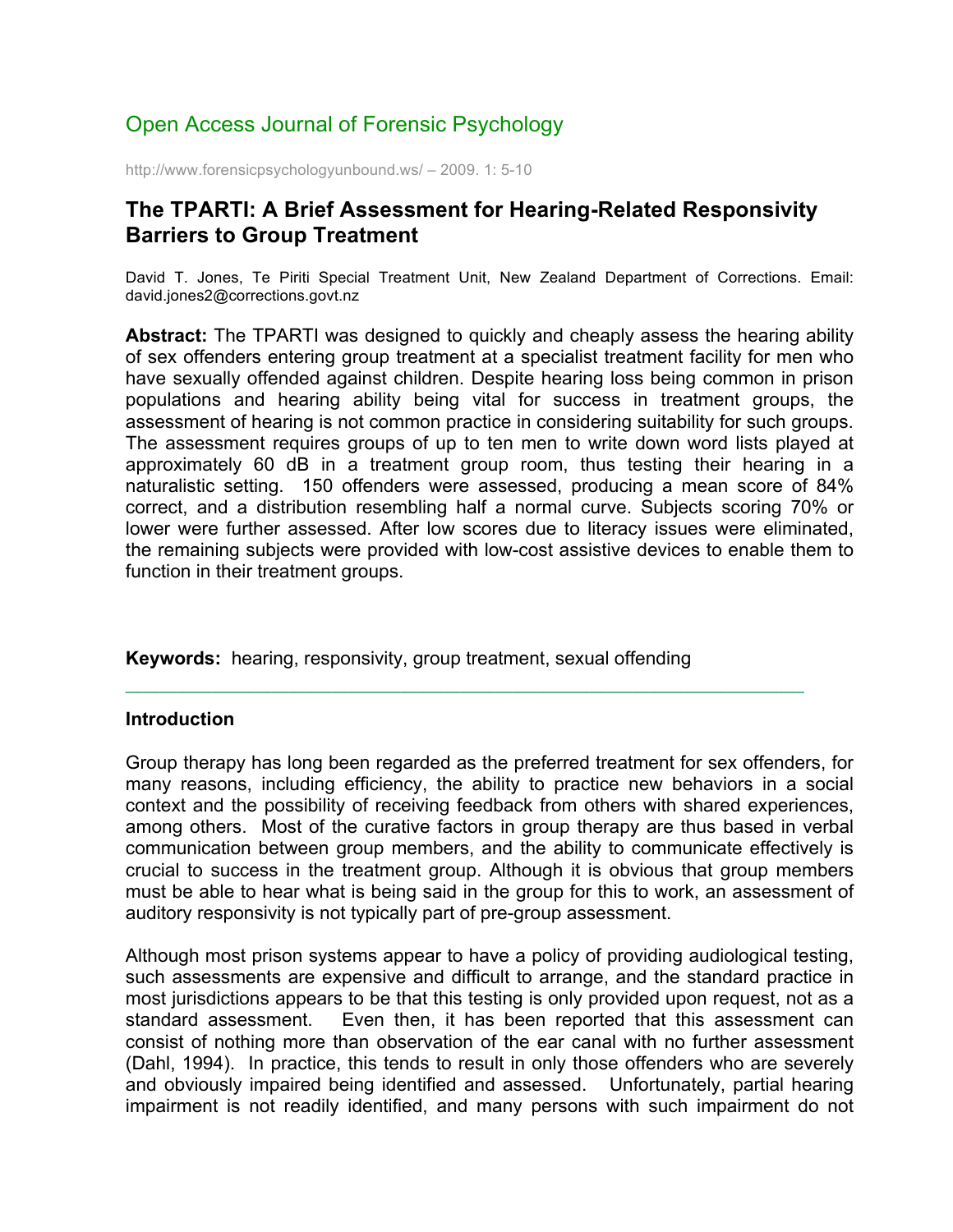Open Access Journal of Forensic Psychology

http://www.forensicpsychologyunbound.ws/ – 2009. 1: 5-10

# The TPARTI: A Brief Assessment for Hearing-Related Responsivity Barriers to Group Treatment

David T. Jones, Te Piriti Special Treatment Unit, New Zealand Department of Corrections. Email: david.jones2@corrections.govt.nz

**Abstract:** The TPARTI was designed to quickly and cheaply assess the hearing ability of sex offenders entering group treatment at a specialist treatment facility for men who have sexually offended against children. Despite hearing loss being common in prison populations and hearing ability being vital for success in treatment groups, the assessment of hearing is not common practice in considering suitability for such groups. The assessment requires groups of up to ten men to write down word lists played at approximately 60 dB in a treatment group room, thus testing their hearing in a naturalistic setting. 150 offenders were assessed, producing a mean score of 84% correct, and a distribution resembling half a normal curve. Subjects scoring 70% or lower were further assessed. After low scores due to literacy issues were eliminated, the remaining subjects were provided with low-cost assistive devices to enable them to function in their treatment groups.

**Keywords:** hearing, responsivity, group treatment, sexual offending

## Introduction

Group therapy has long been regarded as the preferred treatment for sex offenders, for many reasons, including efficiency, the ability to practice new behaviors in a social context and the possibility of receiving feedback from others with shared experiences, among others. Most of the curative factors in group therapy are thus based in verbal communication between group members, and the ability to communicate effectively is crucial to success in the treatment group. Although it is obvious that group members must be able to hear what is being said in the group for this to work, an assessment of auditory responsivity is not typically part of pre-group assessment.

Although most prison systems appear to have a policy of providing audiological testing, such assessments are expensive and difficult to arrange, and the standard practice in most jurisdictions appears to be that this testing is only provided upon request, not as a standard assessment. Even then, it has been reported that this assessment can consist of nothing more than observation of the ear canal with no further assessment (Dahl, 1994). In practice, this tends to result in only those offenders who are severely and obviously impaired being identified and assessed. Unfortunately, partial hearing impairment is not readily identified, and many persons with such impairment do not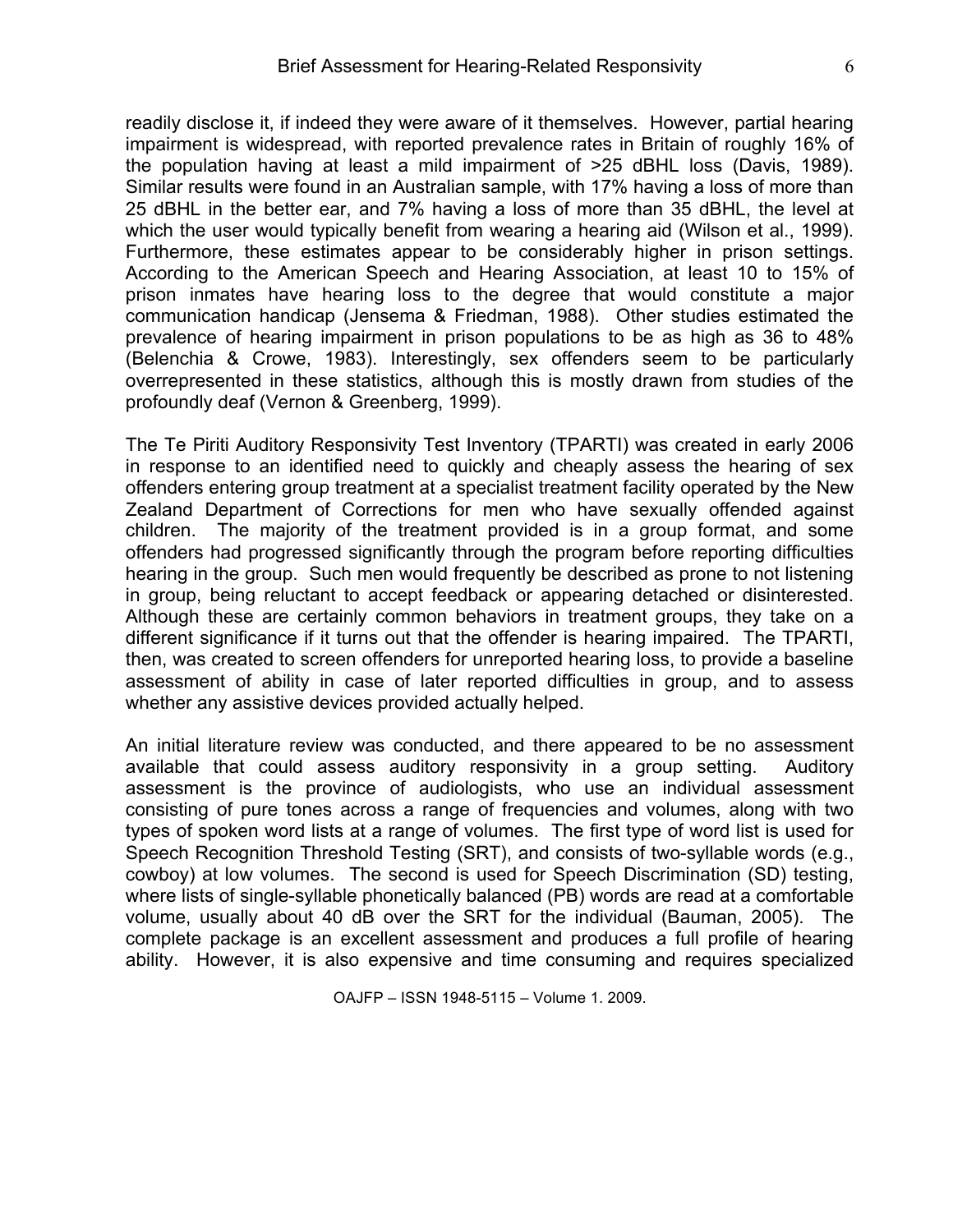readily disclose it, if indeed they were aware of it themselves. However, partial hearing impairment is widespread, with reported prevalence rates in Britain of roughly 16% of the population having at least a mild impairment of >25 dBHL loss (Davis, 1989). Similar results were found in an Australian sample, with 17% having a loss of more than 25 dBHL in the better ear, and 7% having a loss of more than 35 dBHL, the level at which the user would typically benefit from wearing a hearing aid (Wilson et al., 1999). Furthermore, these estimates appear to be considerably higher in prison settings. According to the American Speech and Hearing Association, at least 10 to 15% of prison inmates have hearing loss to the degree that would constitute a major communication handicap (Jensema & Friedman, 1988). Other studies estimated the prevalence of hearing impairment in prison populations to be as high as 36 to 48% (Belenchia & Crowe, 1983). Interestingly, sex offenders seem to be particularly overrepresented in these statistics, although this is mostly drawn from studies of the profoundly deaf (Vernon & Greenberg, 1999).

The Te Piriti Auditory Responsivity Test Inventory (TPARTI) was created in early 2006 in response to an identified need to quickly and cheaply assess the hearing of sex offenders entering group treatment at a specialist treatment facility operated by the New Zealand Department of Corrections for men who have sexually offended against children. The majority of the treatment provided is in a group format, and some offenders had progressed significantly through the program before reporting difficulties hearing in the group. Such men would frequently be described as prone to not listening in group, being reluctant to accept feedback or appearing detached or disinterested. Although these are certainly common behaviors in treatment groups, they take on a different significance if it turns out that the offender is hearing impaired. The TPARTI, then, was created to screen offenders for unreported hearing loss, to provide a baseline assessment of ability in case of later reported difficulties in group, and to assess whether any assistive devices provided actually helped.

An initial literature review was conducted, and there appeared to be no assessment available that could assess auditory responsivity in a group setting. Auditory assessment is the province of audiologists, who use an individual assessment consisting of pure tones across a range of frequencies and volumes, along with two types of spoken word lists at a range of volumes. The first type of word list is used for Speech Recognition Threshold Testing (SRT), and consists of two-syllable words (e.g., cowboy) at low volumes. The second is used for Speech Discrimination (SD) testing, where lists of single-syllable phonetically balanced (PB) words are read at a comfortable volume, usually about 40 dB over the SRT for the individual (Bauman, 2005). The complete package is an excellent assessment and produces a full profile of hearing ability. However, it is also expensive and time consuming and requires specialized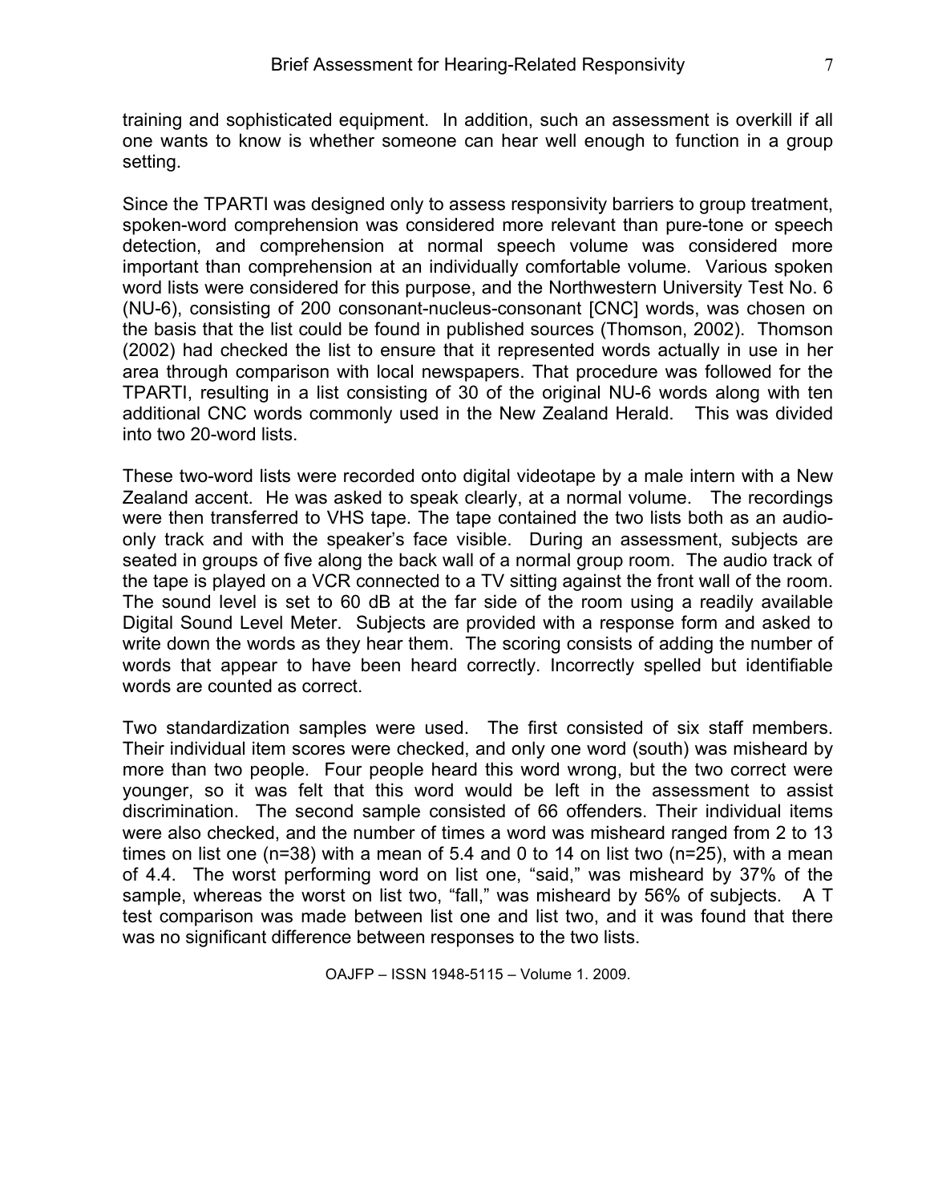training and sophisticated equipment. In addition, such an assessment is overkill if all one wants to know is whether someone can hear well enough to function in a group setting.

Since the TPARTI was designed only to assess responsivity barriers to group treatment, spoken-word comprehension was considered more relevant than pure-tone or speech detection, and comprehension at normal speech volume was considered more important than comprehension at an individually comfortable volume. Various spoken word lists were considered for this purpose, and the Northwestern University Test No. 6 (NU-6), consisting of 200 consonant-nucleus-consonant [CNC] words, was chosen on the basis that the list could be found in published sources (Thomson, 2002). Thomson (2002) had checked the list to ensure that it represented words actually in use in her area through comparison with local newspapers. That procedure was followed for the TPARTI, resulting in a list consisting of 30 of the original NU-6 words along with ten additional CNC words commonly used in the New Zealand Herald. This was divided into two 20-word lists.

These two-word lists were recorded onto digital videotape by a male intern with a New Zealand accent. He was asked to speak clearly, at a normal volume. The recordings were then transferred to VHS tape. The tape contained the two lists both as an audio-only track and with the speaker's face visible. During an assessment, subjects are seated in groups of five along the back wall of a normal group room. The audio track of the tape is played on a VCR connected to a TV sitting against the front wall of the room. The sound level is set to 60 dB at the far side of the room using a readily available Digital Sound Level Meter. Subjects are provided with a response form and asked to write down the words as they hear them. The scoring consists of adding the number of words that appear to have been heard correctly. Incorrectly spelled but identifiable words are counted as correct.

Two standardization samples were used. The first consisted of six staff members. Their individual item scores were checked, and only one word (south) was misheard by more than two people. Four people heard this word wrong, but the two correct were younger, so it was felt that this word would be left in the assessment to assist discrimination. The second sample consisted of 66 offenders. Their individual items were also checked, and the number of times a word was misheard ranged from 2 to 13 times on list one (n=38) with a mean of 5.4 and 0 to 14 on list two (n=25), with a mean of 4.4. The worst performing word on list one, "said," was misheard by 37% of the sample, whereas the worst on list two, "fall," was misheard by 56% of subjects. A T test comparison was made between list one and list two, and it was found that there was no significant difference between responses to the two lists.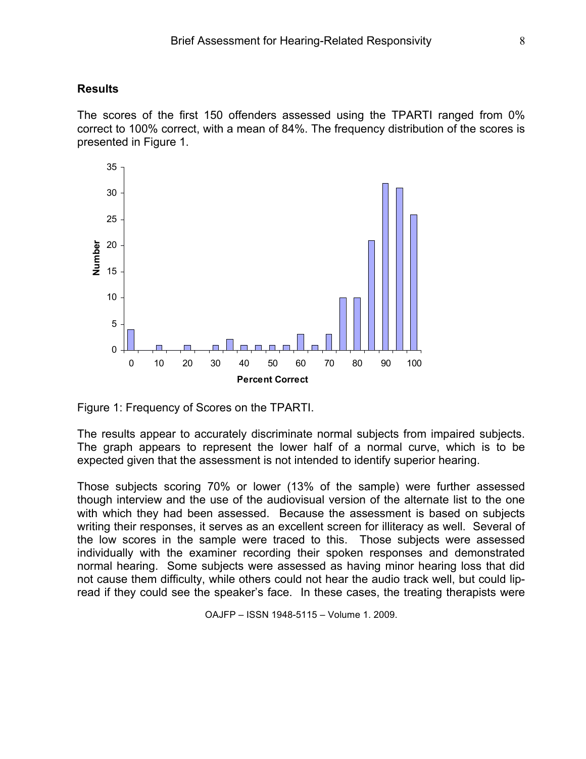## Results

The scores of the first 150 offenders assessed using the TPARTI ranged from 0% correct to 100% correct, with a mean of 84%. The frequency distribution of the scores is presented in Figure 1.

Figure 1: Frequency of Scores on the TPARTI.

The results appear to accurately discriminate normal subjects from impaired subjects. The graph appears to represent the lower half of a normal curve, which is to be expected given that the assessment is not intended to identify superior hearing.

Those subjects scoring 70% or lower (13% of the sample) were further assessed though interview and the use of the audiovisual version of the alternate list to the one with which they had been assessed. Because the assessment is based on subjects writing their responses, it serves as an excellent screen for illiteracy as well. Several of the low scores in the sample were traced to this. Those subjects were assessed individually with the examiner recording their spoken responses and demonstrated normal hearing. Some subjects were assessed as having minor hearing loss that did not cause them difficulty, while others could not hear the audio track well, but could lip-read if they could see the speaker's face. In these cases, the treating therapists were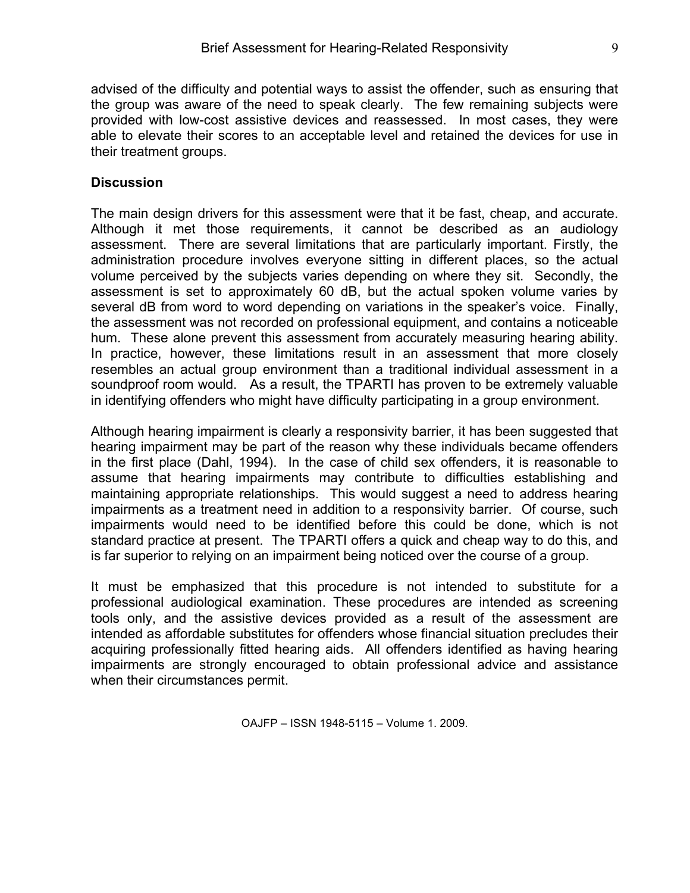advised of the difficulty and potential ways to assist the offender, such as ensuring that the group was aware of the need to speak clearly. The few remaining subjects were provided with low-cost assistive devices and reassessed. In most cases, they were able to elevate their scores to an acceptable level and retained the devices for use in their treatment groups.

## Discussion

The main design drivers for this assessment were that it be fast, cheap, and accurate. Although it met those requirements, it cannot be described as an audiology assessment. There are several limitations that are particularly important. Firstly, the administration procedure involves everyone sitting in different places, so the actual volume perceived by the subjects varies depending on where they sit. Secondly, the assessment is set to approximately 60 dB, but the actual spoken volume varies by several dB from word to word depending on variations in the speaker's voice. Finally, the assessment was not recorded on professional equipment, and contains a noticeable hum. These alone prevent this assessment from accurately measuring hearing ability. In practice, however, these limitations result in an assessment that more closely resembles an actual group environment than a traditional individual assessment in a soundproof room would. As a result, the TPARTI has proven to be extremely valuable in identifying offenders who might have difficulty participating in a group environment.

Although hearing impairment is clearly a responsivity barrier, it has been suggested that hearing impairment may be part of the reason why these individuals became offenders in the first place (Dahl, 1994). In the case of child sex offenders, it is reasonable to assume that hearing impairments may contribute to difficulties establishing and maintaining appropriate relationships. This would suggest a need to address hearing impairments as a treatment need in addition to a responsivity barrier. Of course, such impairments would need to be identified before this could be done, which is not standard practice at present. The TPARTI offers a quick and cheap way to do this, and is far superior to relying on an impairment being noticed over the course of a group.

It must be emphasized that this procedure is not intended to substitute for a professional audiological examination. These procedures are intended as screening tools only, and the assistive devices provided as a result of the assessment are intended as affordable substitutes for offenders whose financial situation precludes their acquiring professionally fitted hearing aids. All offenders identified as having hearing impairments are strongly encouraged to obtain professional advice and assistance when their circumstances permit.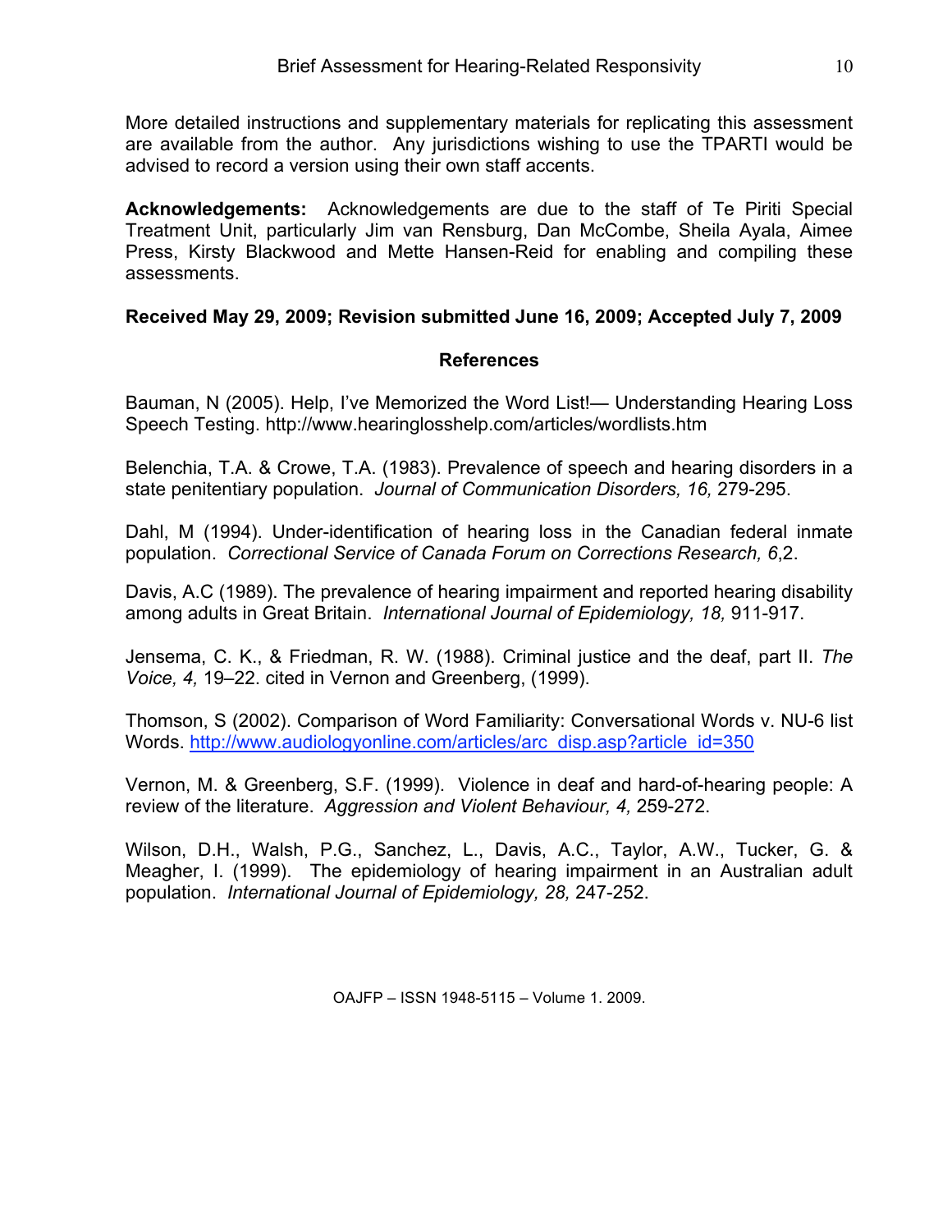More detailed instructions and supplementary materials for replicating this assessment are available from the author. Any jurisdictions wishing to use the TPARTI would be advised to record a version using their own staff accents.

**Acknowledgements:** Acknowledgements are due to the staff of Te Piriti Special Treatment Unit, particularly Jim van Rensburg, Dan McCombe, Sheila Ayala, Aimee Press, Kirsty Blackwood and Mette Hansen-Reid for enabling and compiling these assessments.

**Received May 29, 2009; Revision submitted June 16, 2009; Accepted July 7, 2009**

## References

Bauman, N (2005). Help, I've Memorized the Word List!— Understanding Hearing Loss Speech Testing. http://www.hearinglosshelp.com/articles/wordlists.htm

Belenchia, T.A. & Crowe, T.A. (1983). Prevalence of speech and hearing disorders in a state penitentiary population. *Journal of Communication Disorders, 16,* 279-295.

Dahl, M (1994). Under-identification of hearing loss in the Canadian federal inmate population. *Correctional Service of Canada Forum on Corrections Research, 6*,2.

Davis, A.C (1989). The prevalence of hearing impairment and reported hearing disability among adults in Great Britain. *International Journal of Epidemiology, 18,* 911-917.

Jensema, C. K., & Friedman, R. W. (1988). Criminal justice and the deaf, part II. *The Voice, 4,* 19–22. cited in Vernon and Greenberg, (1999).

Thomson, S (2002). Comparison of Word Familiarity: Conversational Words v. NU-6 list Words. http://www.audiologyonline.com/articles/arc_disp.asp?article_id=350

Vernon, M. & Greenberg, S.F. (1999). Violence in deaf and hard-of-hearing people: A review of the literature. *Aggression and Violent Behaviour, 4,* 259-272.

Wilson, D.H., Walsh, P.G., Sanchez, L., Davis, A.C., Taylor, A.W., Tucker, G. & Meagher, I. (1999). The epidemiology of hearing impairment in an Australian adult population. *International Journal of Epidemiology, 28,* 247-252.